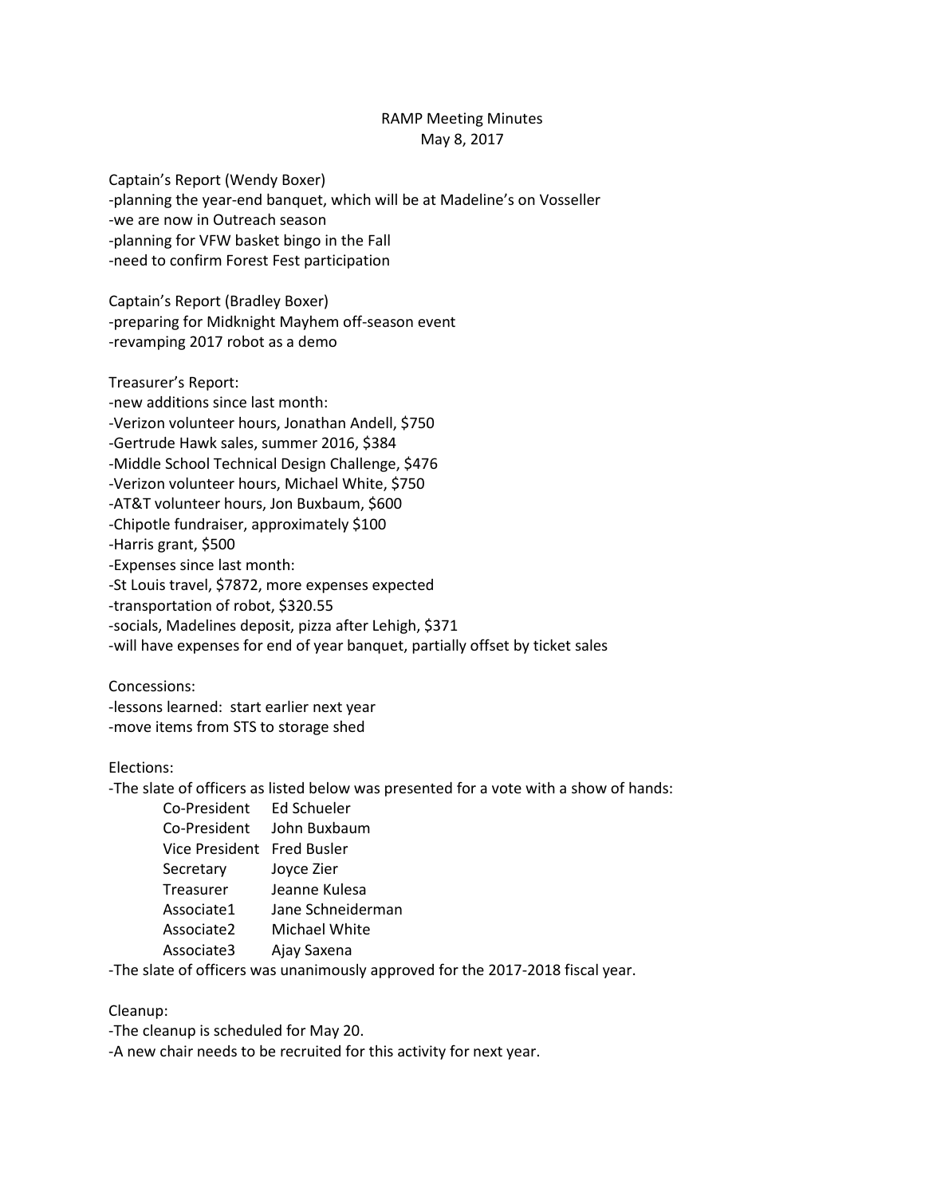# RAMP Meeting Minutes

May 8, 2017

Captain's Report (Wendy Boxer)
- planning the year-end banquet, which will be at Madeline's on Vosseller
- we are now in Outreach season
- planning for VFW basket bingo in the Fall
- need to confirm Forest Fest participation

Captain's Report (Bradley Boxer)
- preparing for Midknight Mayhem off-season event
- revamping 2017 robot as a demo

Treasurer's Report:
- new additions since last month:
- Verizon volunteer hours, Jonathan Andell, $750
- Gertrude Hawk sales, summer 2016, $384
- Middle School Technical Design Challenge, $476
- Verizon volunteer hours, Michael White, $750
- AT&T volunteer hours, Jon Buxbaum, $600
- Chipotle fundraiser, approximately $100
- Harris grant, $500
- Expenses since last month:
- St Louis travel, $7872, more expenses expected
- transportation of robot, $320.55
- socials, Madelines deposit, pizza after Lehigh, $371
- will have expenses for end of year banquet, partially offset by ticket sales

Concessions:
- lessons learned: start earlier next year
- move items from STS to storage shed

Elections:
- The slate of officers as listed below was presented for a vote with a show of hands:

| | |
|---|---|
| Co-President | Ed Schueler |
| Co-President | John Buxbaum |
| Vice President | Fred Busler |
| Secretary | Joyce Zier |
| Treasurer | Jeanne Kulesa |
| Associate1 | Jane Schneiderman |
| Associate2 | Michael White |
| Associate3 | Ajay Saxena |

- The slate of officers was unanimously approved for the 2017-2018 fiscal year.

Cleanup:
- The cleanup is scheduled for May 20.
- A new chair needs to be recruited for this activity for next year.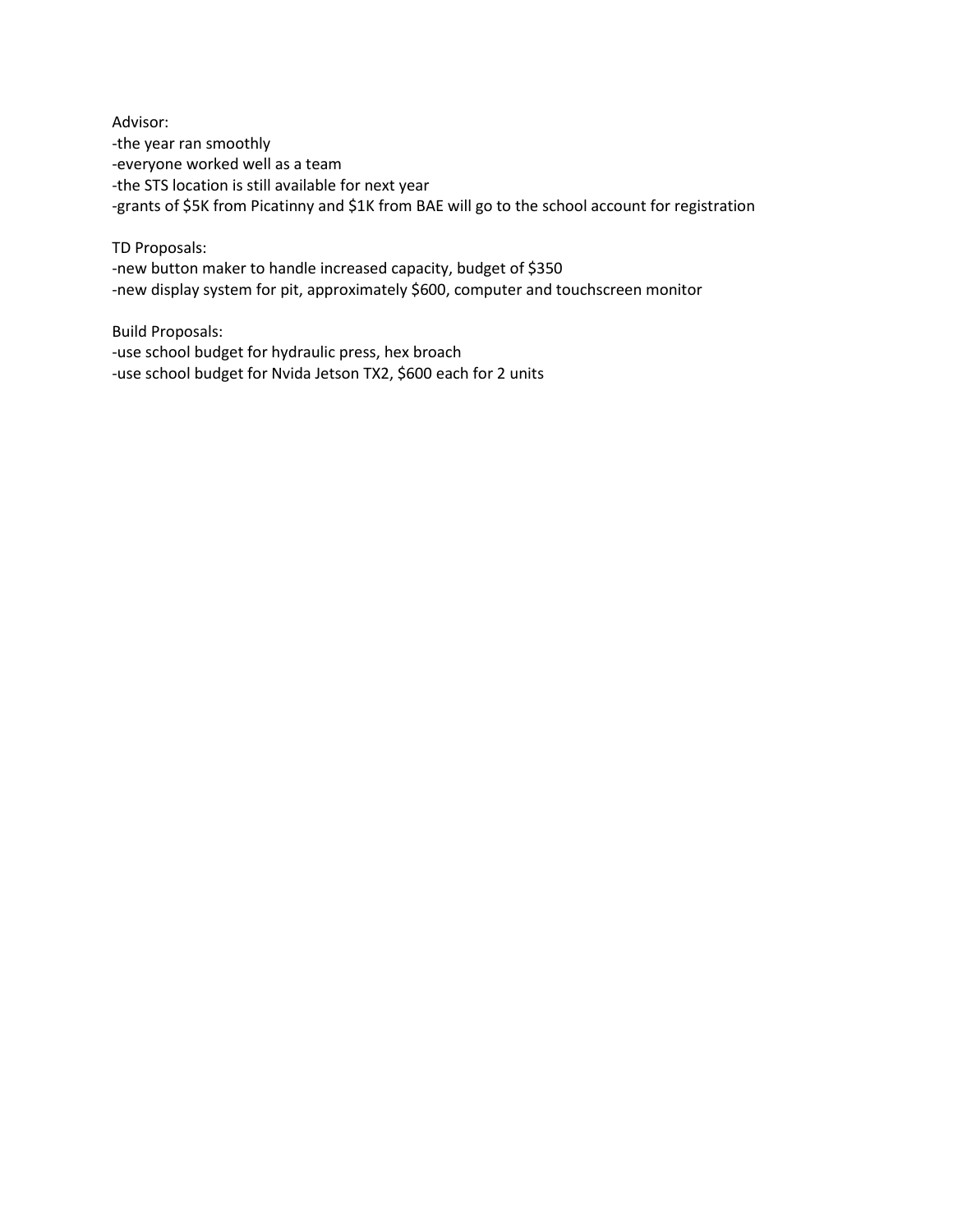Advisor:

- the year ran smoothly
- everyone worked well as a team
- the STS location is still available for next year
- grants of $5K from Picatinny and $1K from BAE will go to the school account for registration

TD Proposals:

- new button maker to handle increased capacity, budget of $350
- new display system for pit, approximately $600, computer and touchscreen monitor

Build Proposals:

- use school budget for hydraulic press, hex broach
- use school budget for Nvida Jetson TX2, $600 each for 2 units